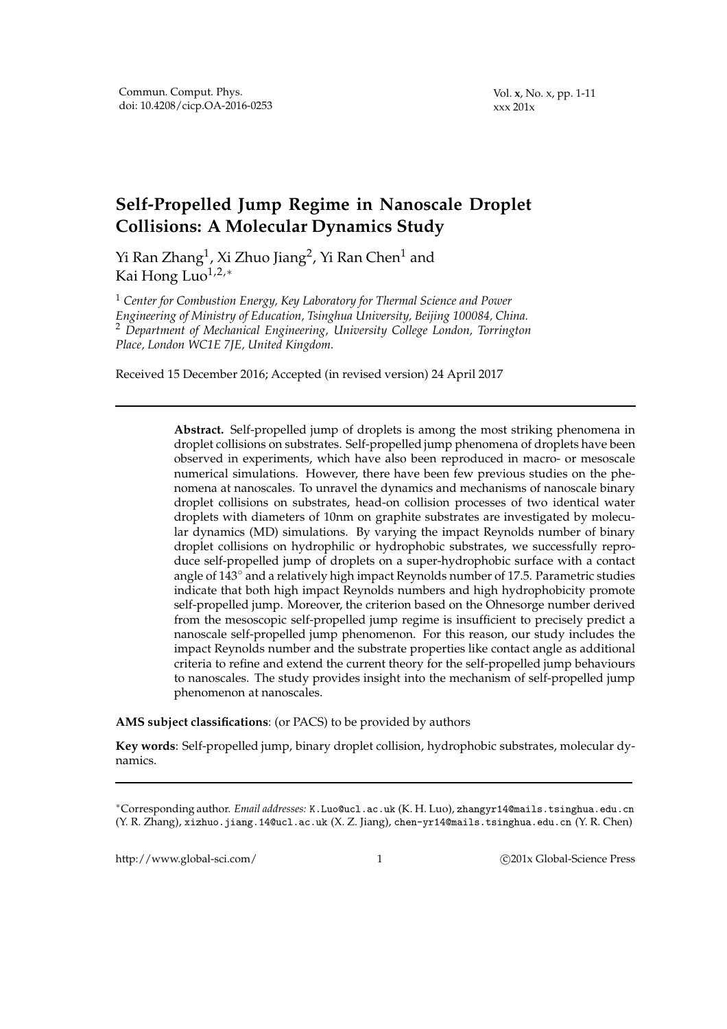# Self-Propelled Jump Regime in Nanoscale Droplet Collisions: A Molecular Dynamics Study

Yi Ran Zhang[1], Xi Zhuo Jiang[2], Yi Ran Chen[1] and Kai Hong Luo[1,2,*]

[1] *Center for Combustion Energy, Key Laboratory for Thermal Science and Power Engineering of Ministry of Education, Tsinghua University, Beijing 100084, China.*
[2] *Department of Mechanical Engineering, University College London, Torrington Place, London WC1E 7JE, United Kingdom.*

Received 15 December 2016; Accepted (in revised version) 24 April 2017

---

**Abstract.** Self-propelled jump of droplets is among the most striking phenomena in droplet collisions on substrates. Self-propelled jump phenomena of droplets have been observed in experiments, which have also been reproduced in macro- or mesoscale numerical simulations. However, there have been few previous studies on the phenomena at nanoscales. To unravel the dynamics and mechanisms of nanoscale binary droplet collisions on substrates, head-on collision processes of two identical water droplets with diameters of 10nm on graphite substrates are investigated by molecular dynamics (MD) simulations. By varying the impact Reynolds number of binary droplet collisions on hydrophilic or hydrophobic substrates, we successfully reproduce self-propelled jump of droplets on a super-hydrophobic surface with a contact angle of 143° and a relatively high impact Reynolds number of 17.5. Parametric studies indicate that both high impact Reynolds numbers and high hydrophobicity promote self-propelled jump. Moreover, the criterion based on the Ohnesorge number derived from the mesoscopic self-propelled jump regime is insufficient to precisely predict a nanoscale self-propelled jump phenomenon. For this reason, our study includes the impact Reynolds number and the substrate properties like contact angle as additional criteria to refine and extend the current theory for the self-propelled jump behaviours to nanoscales. The study provides insight into the mechanism of self-propelled jump phenomenon at nanoscales.

**AMS subject classifications**: (or PACS) to be provided by authors

**Key words**: Self-propelled jump, binary droplet collision, hydrophobic substrates, molecular dynamics.

---

*Corresponding author. *Email addresses:* K.Luo@ucl.ac.uk (K. H. Luo), zhangyr14@mails.tsinghua.edu.cn (Y. R. Zhang), xizhuo.jiang.14@ucl.ac.uk (X. Z. Jiang), chen-yr14@mails.tsinghua.edu.cn (Y. R. Chen)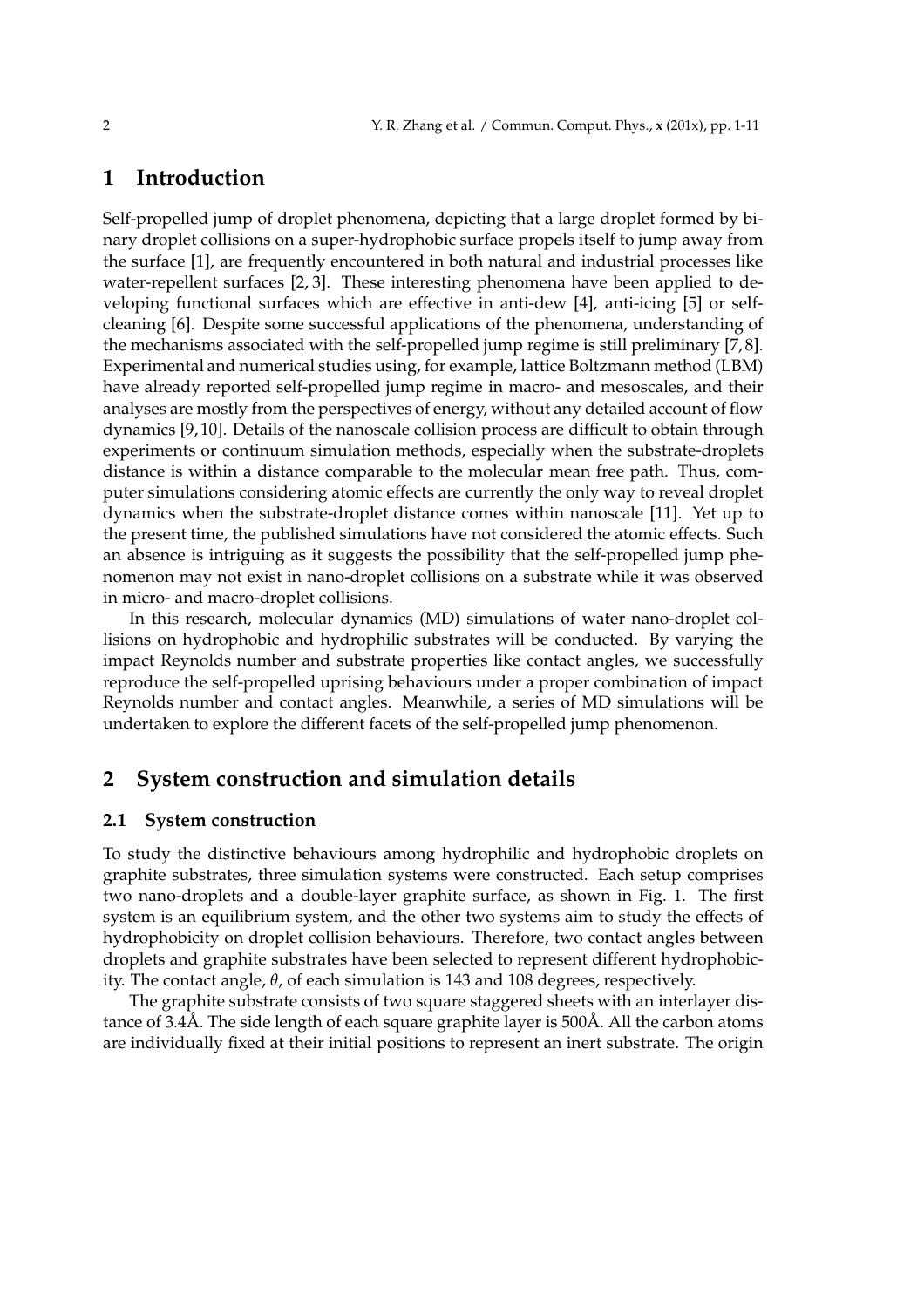## 1 Introduction

Self-propelled jump of droplet phenomena, depicting that a large droplet formed by binary droplet collisions on a super-hydrophobic surface propels itself to jump away from the surface [1], are frequently encountered in both natural and industrial processes like water-repellent surfaces [2, 3]. These interesting phenomena have been applied to developing functional surfaces which are effective in anti-dew [4], anti-icing [5] or self-cleaning [6]. Despite some successful applications of the phenomena, understanding of the mechanisms associated with the self-propelled jump regime is still preliminary [7, 8]. Experimental and numerical studies using, for example, lattice Boltzmann method (LBM) have already reported self-propelled jump regime in macro- and mesoscales, and their analyses are mostly from the perspectives of energy, without any detailed account of flow dynamics [9, 10]. Details of the nanoscale collision process are difficult to obtain through experiments or continuum simulation methods, especially when the substrate-droplets distance is within a distance comparable to the molecular mean free path. Thus, computer simulations considering atomic effects are currently the only way to reveal droplet dynamics when the substrate-droplet distance comes within nanoscale [11]. Yet up to the present time, the published simulations have not considered the atomic effects. Such an absence is intriguing as it suggests the possibility that the self-propelled jump phenomenon may not exist in nano-droplet collisions on a substrate while it was observed in micro- and macro-droplet collisions.

In this research, molecular dynamics (MD) simulations of water nano-droplet collisions on hydrophobic and hydrophilic substrates will be conducted. By varying the impact Reynolds number and substrate properties like contact angles, we successfully reproduce the self-propelled uprising behaviours under a proper combination of impact Reynolds number and contact angles. Meanwhile, a series of MD simulations will be undertaken to explore the different facets of the self-propelled jump phenomenon.

## 2 System construction and simulation details

### 2.1 System construction

To study the distinctive behaviours among hydrophilic and hydrophobic droplets on graphite substrates, three simulation systems were constructed. Each setup comprises two nano-droplets and a double-layer graphite surface, as shown in Fig. 1. The first system is an equilibrium system, and the other two systems aim to study the effects of hydrophobicity on droplet collision behaviours. Therefore, two contact angles between droplets and graphite substrates have been selected to represent different hydrophobicity. The contact angle, $\theta$, of each simulation is 143 and 108 degrees, respectively.

The graphite substrate consists of two square staggered sheets with an interlayer distance of 3.4Å. The side length of each square graphite layer is 500Å. All the carbon atoms are individually fixed at their initial positions to represent an inert substrate. The origin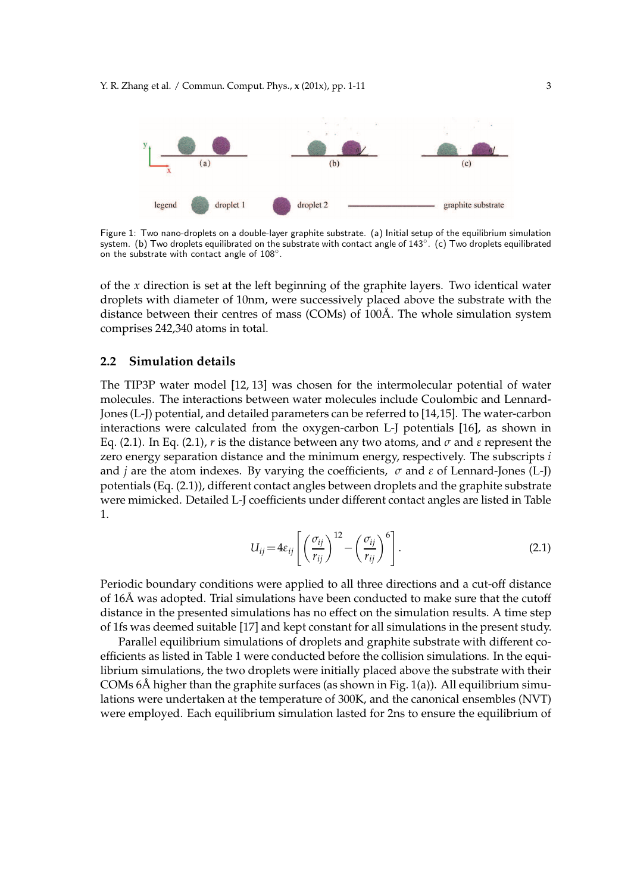Figure 1: Two nano-droplets on a double-layer graphite substrate. (a) Initial setup of the equilibrium simulation system. (b) Two droplets equilibrated on the substrate with contact angle of 143°. (c) Two droplets equilibrated on the substrate with contact angle of 108°.

of the $x$ direction is set at the left beginning of the graphite layers. Two identical water droplets with diameter of 10nm, were successively placed above the substrate with the distance between their centres of mass (COMs) of 100Å. The whole simulation system comprises 242,340 atoms in total.

### 2.2 Simulation details

The TIP3P water model [12, 13] was chosen for the intermolecular potential of water molecules. The interactions between water molecules include Coulombic and Lennard-Jones (L-J) potential, and detailed parameters can be referred to [14,15]. The water-carbon interactions were calculated from the oxygen-carbon L-J potentials [16], as shown in Eq. (2.1). In Eq. (2.1), $r$ is the distance between any two atoms, and $\sigma$ and $\varepsilon$ represent the zero energy separation distance and the minimum energy, respectively. The subscripts $i$ and $j$ are the atom indexes. By varying the coefficients, $\sigma$ and $\varepsilon$ of Lennard-Jones (L-J) potentials (Eq. (2.1)), different contact angles between droplets and the graphite substrate were mimicked. Detailed L-J coefficients under different contact angles are listed in Table 1.

$$U_{ij} = 4\varepsilon_{ij}\left[\left(\frac{\sigma_{ij}}{r_{ij}}\right)^{12} - \left(\frac{\sigma_{ij}}{r_{ij}}\right)^{6}\right]. \tag{2.1}$$

Periodic boundary conditions were applied to all three directions and a cut-off distance of 16Å was adopted. Trial simulations have been conducted to make sure that the cutoff distance in the presented simulations has no effect on the simulation results. A time step of 1fs was deemed suitable [17] and kept constant for all simulations in the present study.

Parallel equilibrium simulations of droplets and graphite substrate with different coefficients as listed in Table 1 were conducted before the collision simulations. In the equilibrium simulations, the two droplets were initially placed above the substrate with their COMs 6Å higher than the graphite surfaces (as shown in Fig. 1(a)). All equilibrium simulations were undertaken at the temperature of 300K, and the canonical ensembles (NVT) were employed. Each equilibrium simulation lasted for 2ns to ensure the equilibrium of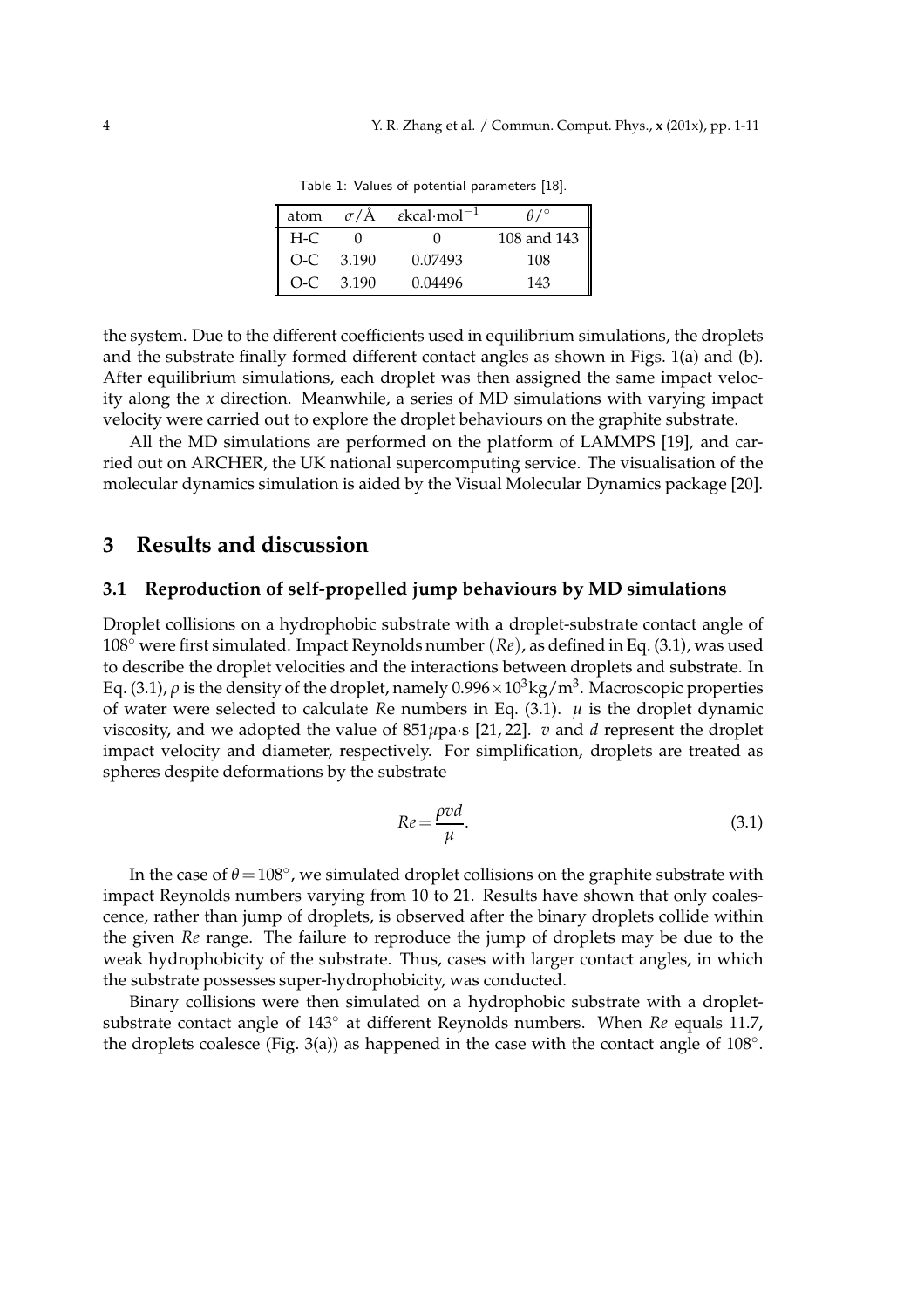Table 1: Values of potential parameters [18].

| atom | $\sigma$/Å | $\varepsilon$kcal·mol$^{-1}$ | $\theta/^{\circ}$ |
|---|---|---|---|
| H-C | 0 | 0 | 108 and 143 |
| O-C | 3.190 | 0.07493 | 108 |
| O-C | 3.190 | 0.04496 | 143 |

the system. Due to the different coefficients used in equilibrium simulations, the droplets and the substrate finally formed different contact angles as shown in Figs. 1(a) and (b). After equilibrium simulations, each droplet was then assigned the same impact velocity along the $x$ direction. Meanwhile, a series of MD simulations with varying impact velocity were carried out to explore the droplet behaviours on the graphite substrate.

All the MD simulations are performed on the platform of LAMMPS [19], and carried out on ARCHER, the UK national supercomputing service. The visualisation of the molecular dynamics simulation is aided by the Visual Molecular Dynamics package [20].

## 3 Results and discussion

### 3.1 Reproduction of self-propelled jump behaviours by MD simulations

Droplet collisions on a hydrophobic substrate with a droplet-substrate contact angle of $108^{\circ}$ were first simulated. Impact Reynolds number $(Re)$, as defined in Eq. (3.1), was used to describe the droplet velocities and the interactions between droplets and substrate. In Eq. (3.1), $\rho$ is the density of the droplet, namely $0.996\times10^{3}\text{kg/m}^{3}$. Macroscopic properties of water were selected to calculate $Re$ numbers in Eq. (3.1). $\mu$ is the droplet dynamic viscosity, and we adopted the value of $851\mu$pa·s [21, 22]. $v$ and $d$ represent the droplet impact velocity and diameter, respectively. For simplification, droplets are treated as spheres despite deformations by the substrate

$$Re=\frac{\rho v d}{\mu}. \tag{3.1}$$

In the case of $\theta=108^{\circ}$, we simulated droplet collisions on the graphite substrate with impact Reynolds numbers varying from 10 to 21. Results have shown that only coalescence, rather than jump of droplets, is observed after the binary droplets collide within the given $Re$ range. The failure to reproduce the jump of droplets may be due to the weak hydrophobicity of the substrate. Thus, cases with larger contact angles, in which the substrate possesses super-hydrophobicity, was conducted.

Binary collisions were then simulated on a hydrophobic substrate with a droplet-substrate contact angle of $143^{\circ}$ at different Reynolds numbers. When $Re$ equals 11.7, the droplets coalesce (Fig. 3(a)) as happened in the case with the contact angle of $108^{\circ}$.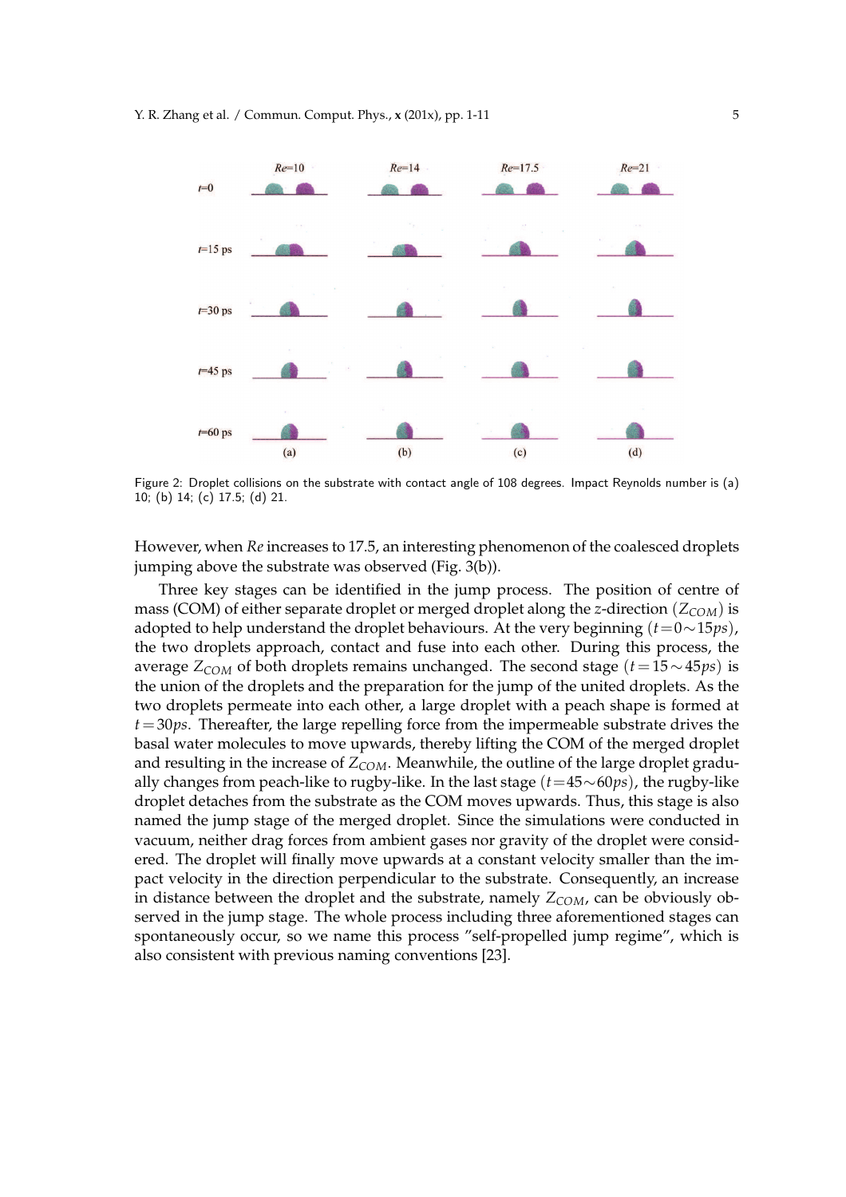Figure 2: Droplet collisions on the substrate with contact angle of 108 degrees. Impact Reynolds number is (a) 10; (b) 14; (c) 17.5; (d) 21.

However, when $Re$ increases to 17.5, an interesting phenomenon of the coalesced droplets jumping above the substrate was observed (Fig. 3(b)).

Three key stages can be identified in the jump process. The position of centre of mass (COM) of either separate droplet or merged droplet along the $z$-direction ($Z_{COM}$) is adopted to help understand the droplet behaviours. At the very beginning ($t=0\sim15ps$), the two droplets approach, contact and fuse into each other. During this process, the average $Z_{COM}$ of both droplets remains unchanged. The second stage ($t=15\sim45ps$) is the union of the droplets and the preparation for the jump of the united droplets. As the two droplets permeate into each other, a large droplet with a peach shape is formed at $t=30ps$. Thereafter, the large repelling force from the impermeable substrate drives the basal water molecules to move upwards, thereby lifting the COM of the merged droplet and resulting in the increase of $Z_{COM}$. Meanwhile, the outline of the large droplet gradually changes from peach-like to rugby-like. In the last stage ($t=45\sim60ps$), the rugby-like droplet detaches from the substrate as the COM moves upwards. Thus, this stage is also named the jump stage of the merged droplet. Since the simulations were conducted in vacuum, neither drag forces from ambient gases nor gravity of the droplet were considered. The droplet will finally move upwards at a constant velocity smaller than the impact velocity in the direction perpendicular to the substrate. Consequently, an increase in distance between the droplet and the substrate, namely $Z_{COM}$, can be obviously observed in the jump stage. The whole process including three aforementioned stages can spontaneously occur, so we name this process "self-propelled jump regime", which is also consistent with previous naming conventions [23].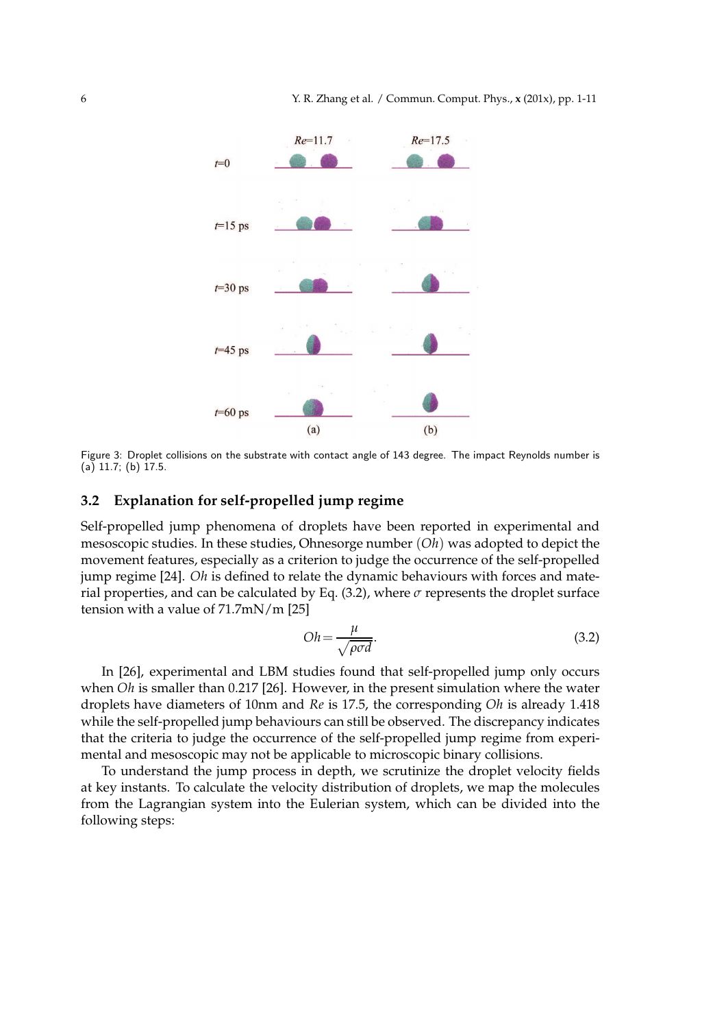Figure 3: Droplet collisions on the substrate with contact angle of 143 degree. The impact Reynolds number is (a) 11.7; (b) 17.5.

### 3.2 Explanation for self-propelled jump regime

Self-propelled jump phenomena of droplets have been reported in experimental and mesoscopic studies. In these studies, Ohnesorge number $(Oh)$ was adopted to depict the movement features, especially as a criterion to judge the occurrence of the self-propelled jump regime [24]. $Oh$ is defined to relate the dynamic behaviours with forces and material properties, and can be calculated by Eq. (3.2), where $\sigma$ represents the droplet surface tension with a value of 71.7mN/m [25]

$$Oh = \frac{\mu}{\sqrt{\rho \sigma d}}. \tag{3.2}$$

In [26], experimental and LBM studies found that self-propelled jump only occurs when $Oh$ is smaller than 0.217 [26]. However, in the present simulation where the water droplets have diameters of 10nm and $Re$ is 17.5, the corresponding $Oh$ is already 1.418 while the self-propelled jump behaviours can still be observed. The discrepancy indicates that the criteria to judge the occurrence of the self-propelled jump regime from experimental and mesoscopic may not be applicable to microscopic binary collisions.

To understand the jump process in depth, we scrutinize the droplet velocity fields at key instants. To calculate the velocity distribution of droplets, we map the molecules from the Lagrangian system into the Eulerian system, which can be divided into the following steps: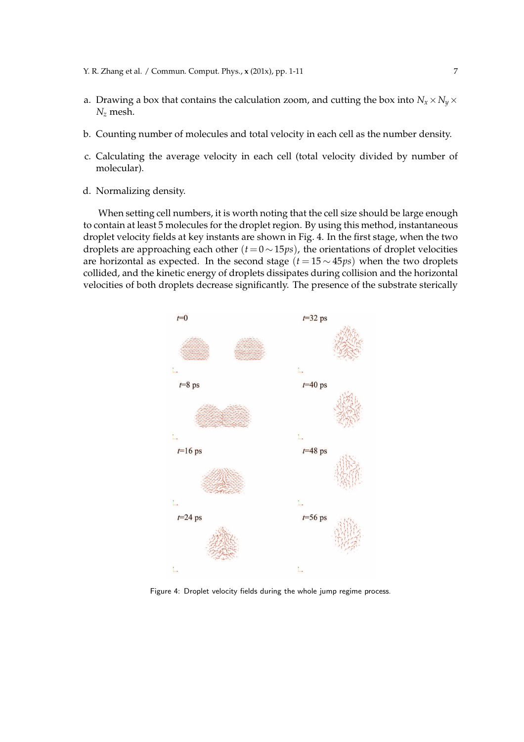a. Drawing a box that contains the calculation zoom, and cutting the box into $N_x \times N_y \times N_z$ mesh.

b. Counting number of molecules and total velocity in each cell as the number density.

c. Calculating the average velocity in each cell (total velocity divided by number of molecular).

d. Normalizing density.

When setting cell numbers, it is worth noting that the cell size should be large enough to contain at least 5 molecules for the droplet region. By using this method, instantaneous droplet velocity fields at key instants are shown in Fig. 4. In the first stage, when the two droplets are approaching each other $(t = 0 \sim 15ps)$, the orientations of droplet velocities are horizontal as expected. In the second stage $(t = 15 \sim 45ps)$ when the two droplets collided, and the kinetic energy of droplets dissipates during collision and the horizontal velocities of both droplets decrease significantly. The presence of the substrate sterically

Figure 4: Droplet velocity fields during the whole jump regime process.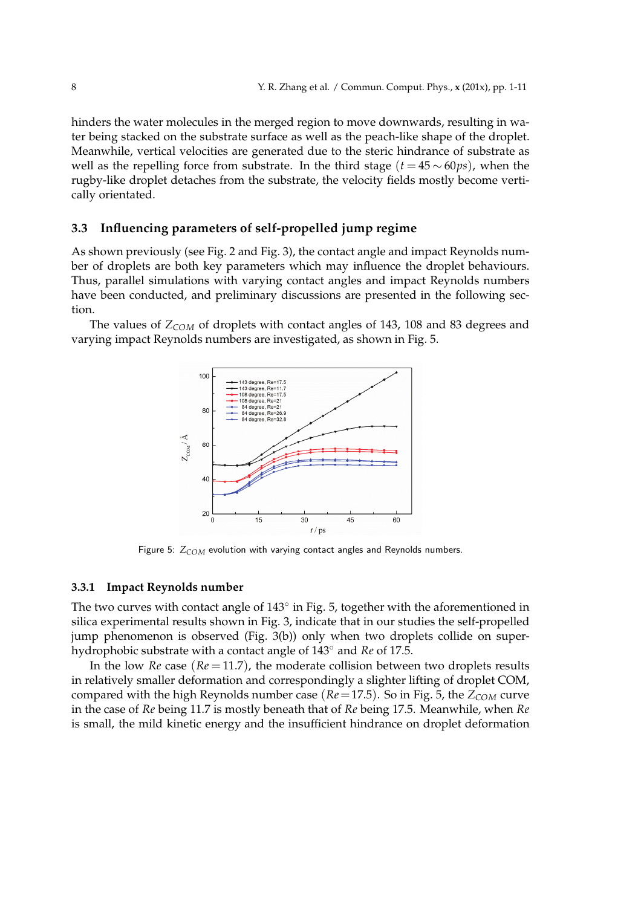hinders the water molecules in the merged region to move downwards, resulting in water being stacked on the substrate surface as well as the peach-like shape of the droplet. Meanwhile, vertical velocities are generated due to the steric hindrance of substrate as well as the repelling force from substrate. In the third stage ($t = 45 \sim 60ps$), when the rugby-like droplet detaches from the substrate, the velocity fields mostly become vertically orientated.

### 3.3 Influencing parameters of self-propelled jump regime

As shown previously (see Fig. 2 and Fig. 3), the contact angle and impact Reynolds number of droplets are both key parameters which may influence the droplet behaviours. Thus, parallel simulations with varying contact angles and impact Reynolds numbers have been conducted, and preliminary discussions are presented in the following section.

The values of $Z_{COM}$ of droplets with contact angles of 143, 108 and 83 degrees and varying impact Reynolds numbers are investigated, as shown in Fig. 5.

Figure 5: $Z_{COM}$ evolution with varying contact angles and Reynolds numbers.

#### 3.3.1 Impact Reynolds number

The two curves with contact angle of 143° in Fig. 5, together with the aforementioned in silica experimental results shown in Fig. 3, indicate that in our studies the self-propelled jump phenomenon is observed (Fig. 3(b)) only when two droplets collide on super-hydrophobic substrate with a contact angle of 143° and $Re$ of 17.5.

In the low $Re$ case ($Re = 11.7$), the moderate collision between two droplets results in relatively smaller deformation and correspondingly a slighter lifting of droplet COM, compared with the high Reynolds number case ($Re = 17.5$). So in Fig. 5, the $Z_{COM}$ curve in the case of $Re$ being 11.7 is mostly beneath that of $Re$ being 17.5. Meanwhile, when $Re$ is small, the mild kinetic energy and the insufficient hindrance on droplet deformation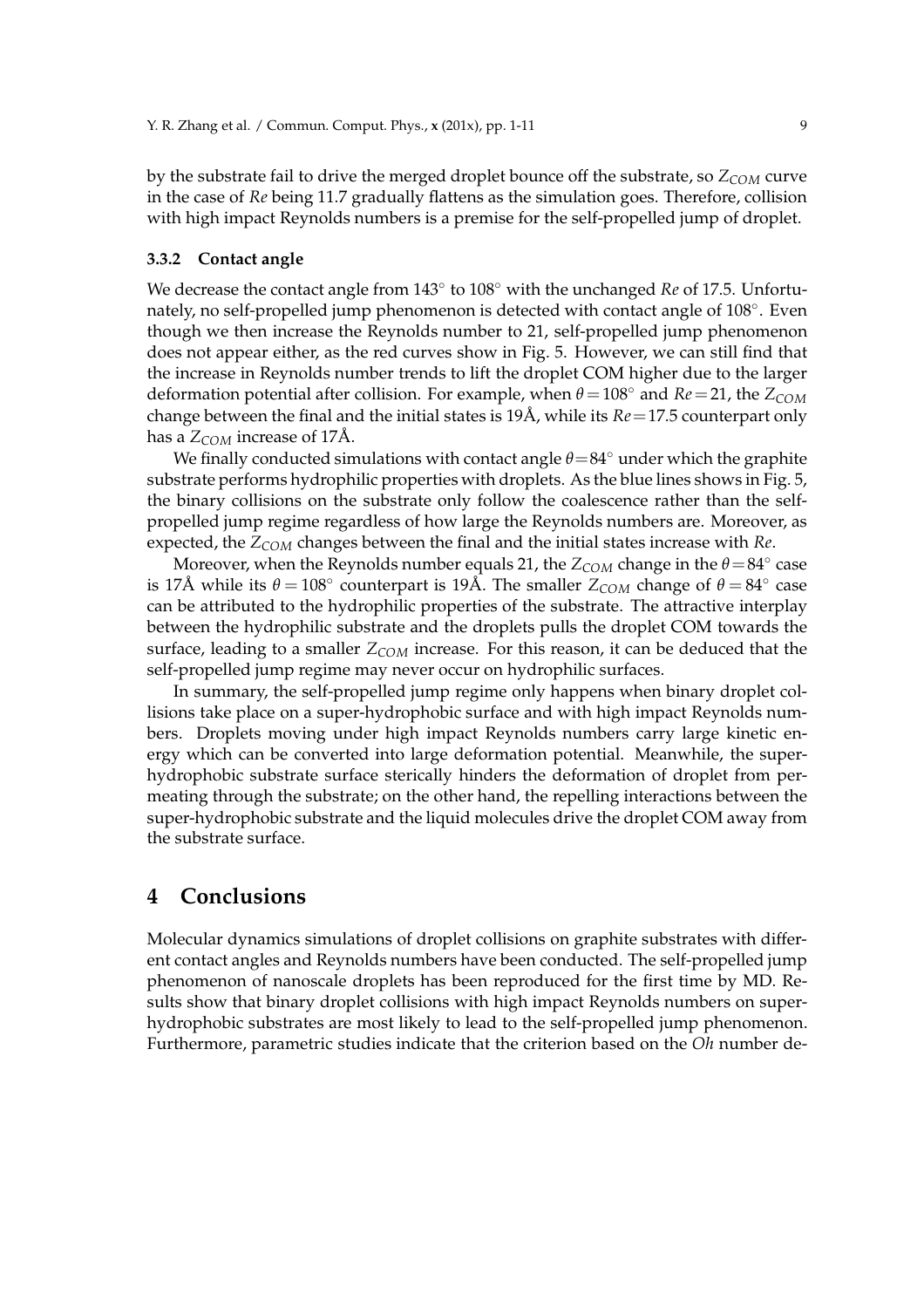by the substrate fail to drive the merged droplet bounce off the substrate, so $Z_{COM}$ curve in the case of $Re$ being 11.7 gradually flattens as the simulation goes. Therefore, collision with high impact Reynolds numbers is a premise for the self-propelled jump of droplet.

#### 3.3.2 Contact angle

We decrease the contact angle from $143^\circ$ to $108^\circ$ with the unchanged $Re$ of 17.5. Unfortunately, no self-propelled jump phenomenon is detected with contact angle of $108^\circ$. Even though we then increase the Reynolds number to 21, self-propelled jump phenomenon does not appear either, as the red curves show in Fig. 5. However, we can still find that the increase in Reynolds number trends to lift the droplet COM higher due to the larger deformation potential after collision. For example, when $\theta = 108^\circ$ and $Re = 21$, the $Z_{COM}$ change between the final and the initial states is 19Å, while its $Re = 17.5$ counterpart only has a $Z_{COM}$ increase of 17Å.

We finally conducted simulations with contact angle $\theta = 84^\circ$ under which the graphite substrate performs hydrophilic properties with droplets. As the blue lines shows in Fig. 5, the binary collisions on the substrate only follow the coalescence rather than the self-propelled jump regime regardless of how large the Reynolds numbers are. Moreover, as expected, the $Z_{COM}$ changes between the final and the initial states increase with $Re$.

Moreover, when the Reynolds number equals 21, the $Z_{COM}$ change in the $\theta = 84^\circ$ case is 17Å while its $\theta = 108^\circ$ counterpart is 19Å. The smaller $Z_{COM}$ change of $\theta = 84^\circ$ case can be attributed to the hydrophilic properties of the substrate. The attractive interplay between the hydrophilic substrate and the droplets pulls the droplet COM towards the surface, leading to a smaller $Z_{COM}$ increase. For this reason, it can be deduced that the self-propelled jump regime may never occur on hydrophilic surfaces.

In summary, the self-propelled jump regime only happens when binary droplet collisions take place on a super-hydrophobic surface and with high impact Reynolds numbers. Droplets moving under high impact Reynolds numbers carry large kinetic energy which can be converted into large deformation potential. Meanwhile, the super-hydrophobic substrate surface sterically hinders the deformation of droplet from permeating through the substrate; on the other hand, the repelling interactions between the super-hydrophobic substrate and the liquid molecules drive the droplet COM away from the substrate surface.

## 4 Conclusions

Molecular dynamics simulations of droplet collisions on graphite substrates with different contact angles and Reynolds numbers have been conducted. The self-propelled jump phenomenon of nanoscale droplets has been reproduced for the first time by MD. Results show that binary droplet collisions with high impact Reynolds numbers on super-hydrophobic substrates are most likely to lead to the self-propelled jump phenomenon. Furthermore, parametric studies indicate that the criterion based on the $Oh$ number de-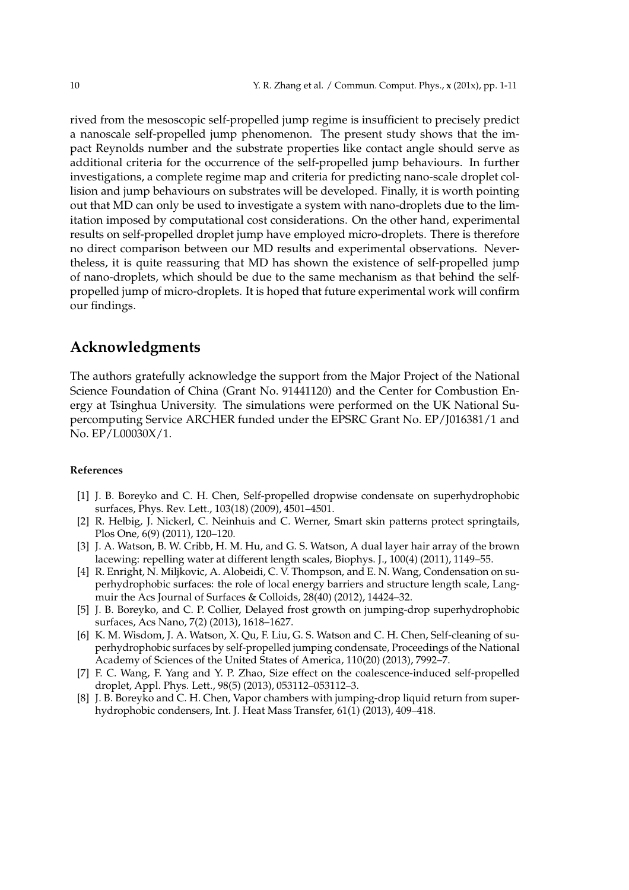rived from the mesoscopic self-propelled jump regime is insufficient to precisely predict a nanoscale self-propelled jump phenomenon. The present study shows that the impact Reynolds number and the substrate properties like contact angle should serve as additional criteria for the occurrence of the self-propelled jump behaviours. In further investigations, a complete regime map and criteria for predicting nano-scale droplet collision and jump behaviours on substrates will be developed. Finally, it is worth pointing out that MD can only be used to investigate a system with nano-droplets due to the limitation imposed by computational cost considerations. On the other hand, experimental results on self-propelled droplet jump have employed micro-droplets. There is therefore no direct comparison between our MD results and experimental observations. Nevertheless, it is quite reassuring that MD has shown the existence of self-propelled jump of nano-droplets, which should be due to the same mechanism as that behind the self-propelled jump of micro-droplets. It is hoped that future experimental work will confirm our findings.

## Acknowledgments

The authors gratefully acknowledge the support from the Major Project of the National Science Foundation of China (Grant No. 91441120) and the Center for Combustion Energy at Tsinghua University. The simulations were performed on the UK National Supercomputing Service ARCHER funded under the EPSRC Grant No. EP/J016381/1 and No. EP/L00030X/1.

### References

[1] J. B. Boreyko and C. H. Chen, Self-propelled dropwise condensate on superhydrophobic surfaces, Phys. Rev. Lett., 103(18) (2009), 4501–4501.

[2] R. Helbig, J. Nickerl, C. Neinhuis and C. Werner, Smart skin patterns protect springtails, Plos One, 6(9) (2011), 120–120.

[3] J. A. Watson, B. W. Cribb, H. M. Hu, and G. S. Watson, A dual layer hair array of the brown lacewing: repelling water at different length scales, Biophys. J., 100(4) (2011), 1149–55.

[4] R. Enright, N. Miljkovic, A. Alobeidi, C. V. Thompson, and E. N. Wang, Condensation on superhydrophobic surfaces: the role of local energy barriers and structure length scale, Langmuir the Acs Journal of Surfaces & Colloids, 28(40) (2012), 14424–32.

[5] J. B. Boreyko, and C. P. Collier, Delayed frost growth on jumping-drop superhydrophobic surfaces, Acs Nano, 7(2) (2013), 1618–1627.

[6] K. M. Wisdom, J. A. Watson, X. Qu, F. Liu, G. S. Watson and C. H. Chen, Self-cleaning of superhydrophobic surfaces by self-propelled jumping condensate, Proceedings of the National Academy of Sciences of the United States of America, 110(20) (2013), 7992–7.

[7] F. C. Wang, F. Yang and Y. P. Zhao, Size effect on the coalescence-induced self-propelled droplet, Appl. Phys. Lett., 98(5) (2013), 053112–053112–3.

[8] J. B. Boreyko and C. H. Chen, Vapor chambers with jumping-drop liquid return from superhydrophobic condensers, Int. J. Heat Mass Transfer, 61(1) (2013), 409–418.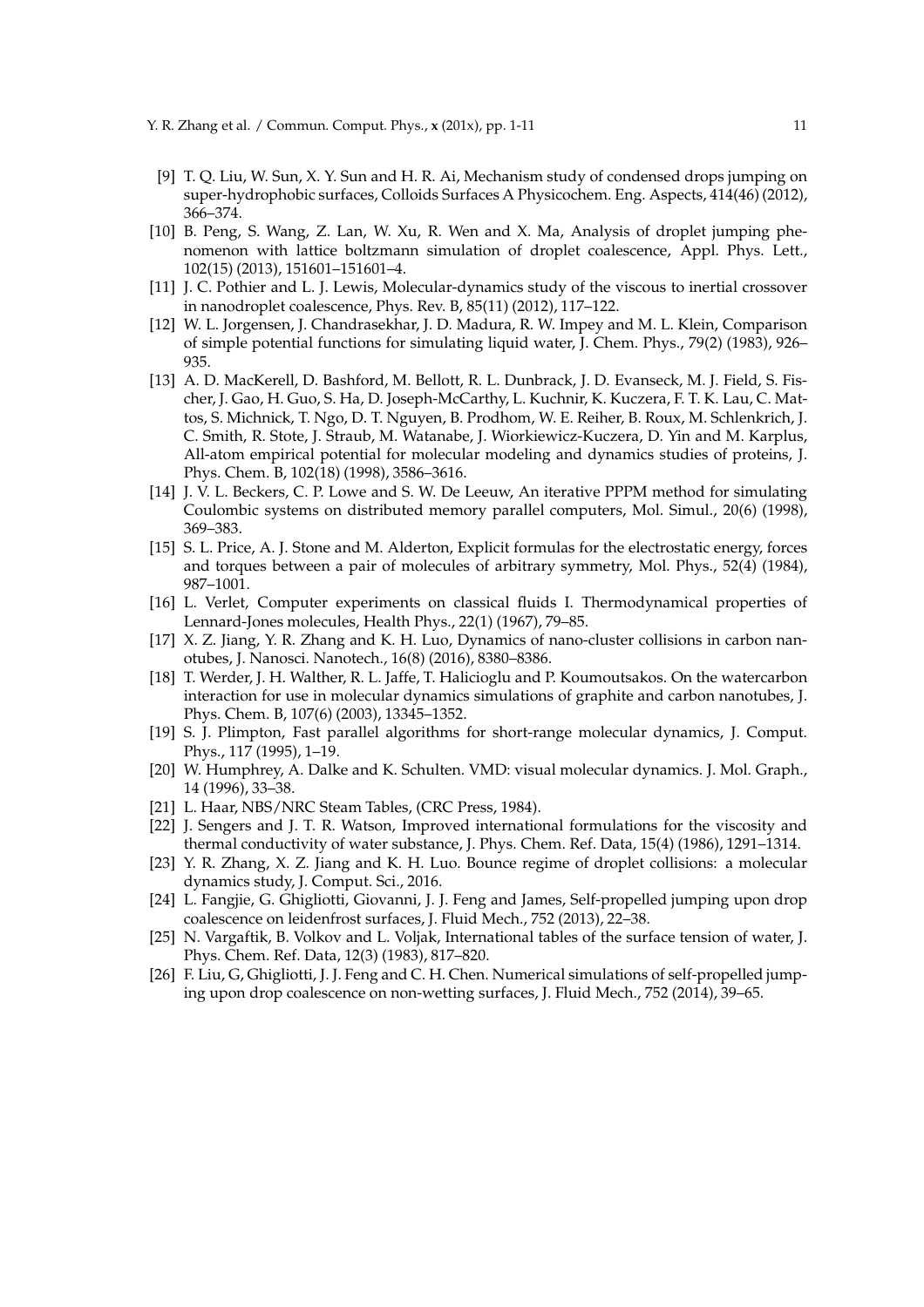[9] T. Q. Liu, W. Sun, X. Y. Sun and H. R. Ai, Mechanism study of condensed drops jumping on super-hydrophobic surfaces, Colloids Surfaces A Physicochem. Eng. Aspects, 414(46) (2012), 366–374.

[10] B. Peng, S. Wang, Z. Lan, W. Xu, R. Wen and X. Ma, Analysis of droplet jumping phenomenon with lattice boltzmann simulation of droplet coalescence, Appl. Phys. Lett., 102(15) (2013), 151601–151601–4.

[11] J. C. Pothier and L. J. Lewis, Molecular-dynamics study of the viscous to inertial crossover in nanodroplet coalescence, Phys. Rev. B, 85(11) (2012), 117–122.

[12] W. L. Jorgensen, J. Chandrasekhar, J. D. Madura, R. W. Impey and M. L. Klein, Comparison of simple potential functions for simulating liquid water, J. Chem. Phys., 79(2) (1983), 926–935.

[13] A. D. MacKerell, D. Bashford, M. Bellott, R. L. Dunbrack, J. D. Evanseck, M. J. Field, S. Fischer, J. Gao, H. Guo, S. Ha, D. Joseph-McCarthy, L. Kuchnir, K. Kuczera, F. T. K. Lau, C. Mattos, S. Michnick, T. Ngo, D. T. Nguyen, B. Prodhom, W. E. Reiher, B. Roux, M. Schlenkrich, J. C. Smith, R. Stote, J. Straub, M. Watanabe, J. Wiorkiewicz-Kuczera, D. Yin and M. Karplus, All-atom empirical potential for molecular modeling and dynamics studies of proteins, J. Phys. Chem. B, 102(18) (1998), 3586–3616.

[14] J. V. L. Beckers, C. P. Lowe and S. W. De Leeuw, An iterative PPPM method for simulating Coulombic systems on distributed memory parallel computers, Mol. Simul., 20(6) (1998), 369–383.

[15] S. L. Price, A. J. Stone and M. Alderton, Explicit formulas for the electrostatic energy, forces and torques between a pair of molecules of arbitrary symmetry, Mol. Phys., 52(4) (1984), 987–1001.

[16] L. Verlet, Computer experiments on classical fluids I. Thermodynamical properties of Lennard-Jones molecules, Health Phys., 22(1) (1967), 79–85.

[17] X. Z. Jiang, Y. R. Zhang and K. H. Luo, Dynamics of nano-cluster collisions in carbon nanotubes, J. Nanosci. Nanotech., 16(8) (2016), 8380–8386.

[18] T. Werder, J. H. Walther, R. L. Jaffe, T. Halicioglu and P. Koumoutsakos. On the watercarbon interaction for use in molecular dynamics simulations of graphite and carbon nanotubes, J. Phys. Chem. B, 107(6) (2003), 13345–1352.

[19] S. J. Plimpton, Fast parallel algorithms for short-range molecular dynamics, J. Comput. Phys., 117 (1995), 1–19.

[20] W. Humphrey, A. Dalke and K. Schulten. VMD: visual molecular dynamics. J. Mol. Graph., 14 (1996), 33–38.

[21] L. Haar, NBS/NRC Steam Tables, (CRC Press, 1984).

[22] J. Sengers and J. T. R. Watson, Improved international formulations for the viscosity and thermal conductivity of water substance, J. Phys. Chem. Ref. Data, 15(4) (1986), 1291–1314.

[23] Y. R. Zhang, X. Z. Jiang and K. H. Luo. Bounce regime of droplet collisions: a molecular dynamics study, J. Comput. Sci., 2016.

[24] L. Fangjie, G. Ghigliotti, Giovanni, J. J. Feng and James, Self-propelled jumping upon drop coalescence on leidenfrost surfaces, J. Fluid Mech., 752 (2013), 22–38.

[25] N. Vargaftik, B. Volkov and L. Voljak, International tables of the surface tension of water, J. Phys. Chem. Ref. Data, 12(3) (1983), 817–820.

[26] F. Liu, G, Ghigliotti, J. J. Feng and C. H. Chen. Numerical simulations of self-propelled jumping upon drop coalescence on non-wetting surfaces, J. Fluid Mech., 752 (2014), 39–65.